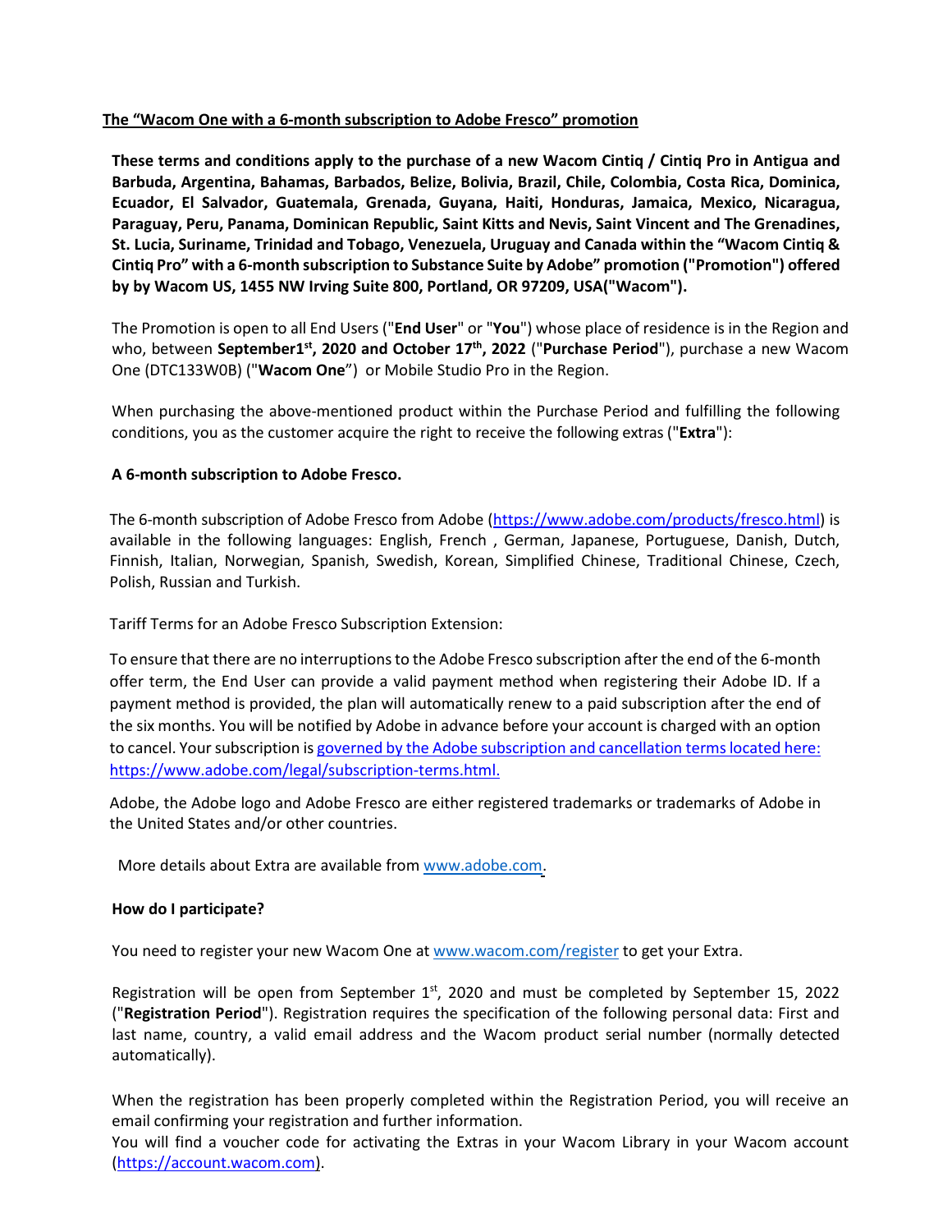**The “Wacom One with a 6-month subscription to Adobe Fresco” promotion**

**These terms and conditions apply to the purchase of a new Wacom Cintiq / Cintiq Pro in Antigua and Barbuda, Argentina, Bahamas, Barbados, Belize, Bolivia, Brazil, Chile, Colombia, Costa Rica, Dominica, Ecuador, El Salvador, Guatemala, Grenada, Guyana, Haiti, Honduras, Jamaica, Mexico, Nicaragua, Paraguay, Peru, Panama, Dominican Republic, Saint Kitts and Nevis, Saint Vincent and The Grenadines, St. Lucia, Suriname, Trinidad and Tobago, Venezuela, Uruguay and Canada within the “Wacom Cintiq & Cintiq Pro” with a 6-month subscription to Substance Suite by Adobe” promotion ("Promotion") offered by by Wacom US, 1455 NW Irving Suite 800, Portland, OR 97209, USA("Wacom").**

The Promotion is open to all End Users ("**End User**" or "**You**") whose place of residence is in the Region and who, between **September1st, 2020 and October 17th, 2022** ("**Purchase Period**"), purchase a new Wacom One (DTC133W0B) ("**Wacom One**") or Mobile Studio Pro in the Region.

When purchasing the above-mentioned product within the Purchase Period and fulfilling the following conditions, you as the customer acquire the right to receive the following extras ("**Extra**"):

**A 6-month subscription to Adobe Fresco.**

The 6-month subscription of Adobe Fresco from Adobe (https://www.adobe.com/products/fresco.html) is available in the following languages: English, French , German, Japanese, Portuguese, Danish, Dutch, Finnish, Italian, Norwegian, Spanish, Swedish, Korean, Simplified Chinese, Traditional Chinese, Czech, Polish, Russian and Turkish.

Tariff Terms for an Adobe Fresco Subscription Extension:

To ensure that there are no interruptions to the Adobe Fresco subscription after the end of the 6-month offer term, the End User can provide a valid payment method when registering their Adobe ID. If a payment method is provided, the plan will automatically renew to a paid subscription after the end of the six months. You will be notified by Adobe in advance before your account is charged with an option to cancel. Your subscription is governed by the Adobe subscription and cancellation terms located here: https://www.adobe.com/legal/subscription-terms.html.

Adobe, the Adobe logo and Adobe Fresco are either registered trademarks or trademarks of Adobe in the United States and/or other countries.

More details about Extra are available from www.adobe.com.

**How do I participate?**

You need to register your new Wacom One at www.wacom.com/register to get your Extra.

Registration will be open from September 1st, 2020 and must be completed by September 15, 2022 ("**Registration Period**"). Registration requires the specification of the following personal data: First and last name, country, a valid email address and the Wacom product serial number (normally detected automatically).

When the registration has been properly completed within the Registration Period, you will receive an email confirming your registration and further information.
You will find a voucher code for activating the Extras in your Wacom Library in your Wacom account (https://account.wacom.com).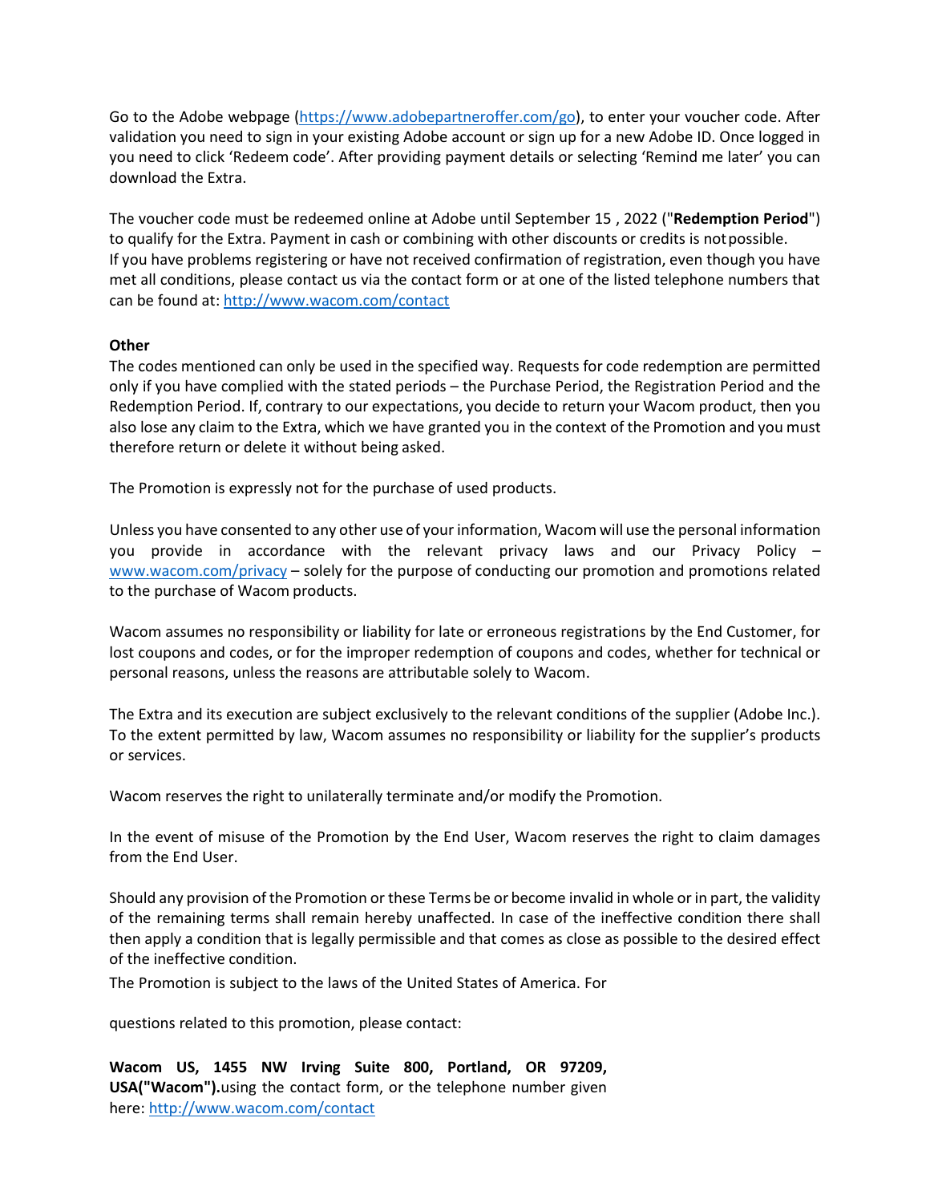Go to the Adobe webpage (https://www.adobepartneroffer.com/go), to enter your voucher code. After validation you need to sign in your existing Adobe account or sign up for a new Adobe ID. Once logged in you need to click ‘Redeem code’. After providing payment details or selecting ‘Remind me later’ you can download the Extra.

The voucher code must be redeemed online at Adobe until September 15 , 2022 ("**Redemption Period**") to qualify for the Extra. Payment in cash or combining with other discounts or credits is not possible.
If you have problems registering or have not received confirmation of registration, even though you have met all conditions, please contact us via the contact form or at one of the listed telephone numbers that can be found at: http://www.wacom.com/contact

**Other**

The codes mentioned can only be used in the specified way. Requests for code redemption are permitted only if you have complied with the stated periods – the Purchase Period, the Registration Period and the Redemption Period. If, contrary to our expectations, you decide to return your Wacom product, then you also lose any claim to the Extra, which we have granted you in the context of the Promotion and you must therefore return or delete it without being asked.

The Promotion is expressly not for the purchase of used products.

Unless you have consented to any other use of your information, Wacom will use the personal information you provide in accordance with the relevant privacy laws and our Privacy Policy – www.wacom.com/privacy – solely for the purpose of conducting our promotion and promotions related to the purchase of Wacom products.

Wacom assumes no responsibility or liability for late or erroneous registrations by the End Customer, for lost coupons and codes, or for the improper redemption of coupons and codes, whether for technical or personal reasons, unless the reasons are attributable solely to Wacom.

The Extra and its execution are subject exclusively to the relevant conditions of the supplier (Adobe Inc.). To the extent permitted by law, Wacom assumes no responsibility or liability for the supplier’s products or services.

Wacom reserves the right to unilaterally terminate and/or modify the Promotion.

In the event of misuse of the Promotion by the End User, Wacom reserves the right to claim damages from the End User.

Should any provision of the Promotion or these Terms be or become invalid in whole or in part, the validity of the remaining terms shall remain hereby unaffected. In case of the ineffective condition there shall then apply a condition that is legally permissible and that comes as close as possible to the desired effect of the ineffective condition.
The Promotion is subject to the laws of the United States of America. For

questions related to this promotion, please contact:

**Wacom US, 1455 NW Irving Suite 800, Portland, OR 97209, USA("Wacom").**using the contact form, or the telephone number given here: http://www.wacom.com/contact